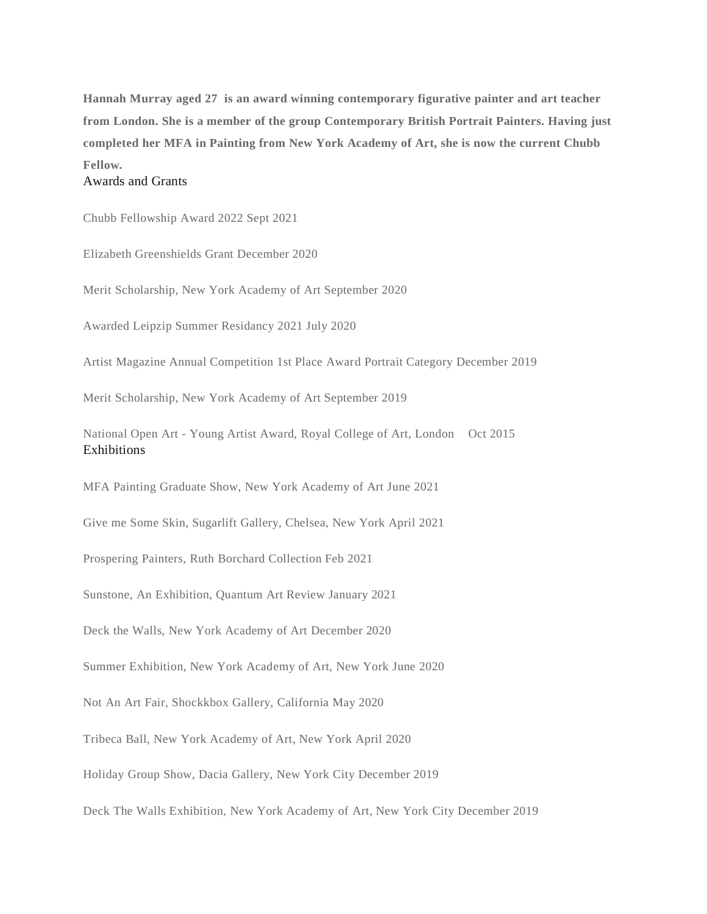**Hannah Murray aged 27 is an award winning contemporary figurative painter and art teacher from London. She is a member of the group Contemporary British Portrait Painters. Having just completed her MFA in Painting from New York Academy of Art, she is now the current Chubb Fellow.**

## Awards and Grants

Chubb Fellowship Award 2022 Sept 2021

Elizabeth Greenshields Grant December 2020

Merit Scholarship, New York Academy of Art September 2020

Awarded Leipzip Summer Residancy 2021 July 2020

Artist Magazine Annual Competition 1st Place Award Portrait Category December 2019

Merit Scholarship, New York Academy of Art September 2019

National Open Art - Young Artist Award, Royal College of Art, London Oct 2015

## Exhibitions

MFA Painting Graduate Show, New York Academy of Art June 2021

Give me Some Skin, Sugarlift Gallery, Chelsea, New York April 2021

Prospering Painters, Ruth Borchard Collection Feb 2021

Sunstone, An Exhibition, Quantum Art Review January 2021

Deck the Walls, New York Academy of Art December 2020

Summer Exhibition, New York Academy of Art, New York June 2020

Not An Art Fair, Shockkbox Gallery, California May 2020

Tribeca Ball, New York Academy of Art, New York April 2020

Holiday Group Show, Dacia Gallery, New York City December 2019

Deck The Walls Exhibition, New York Academy of Art, New York City December 2019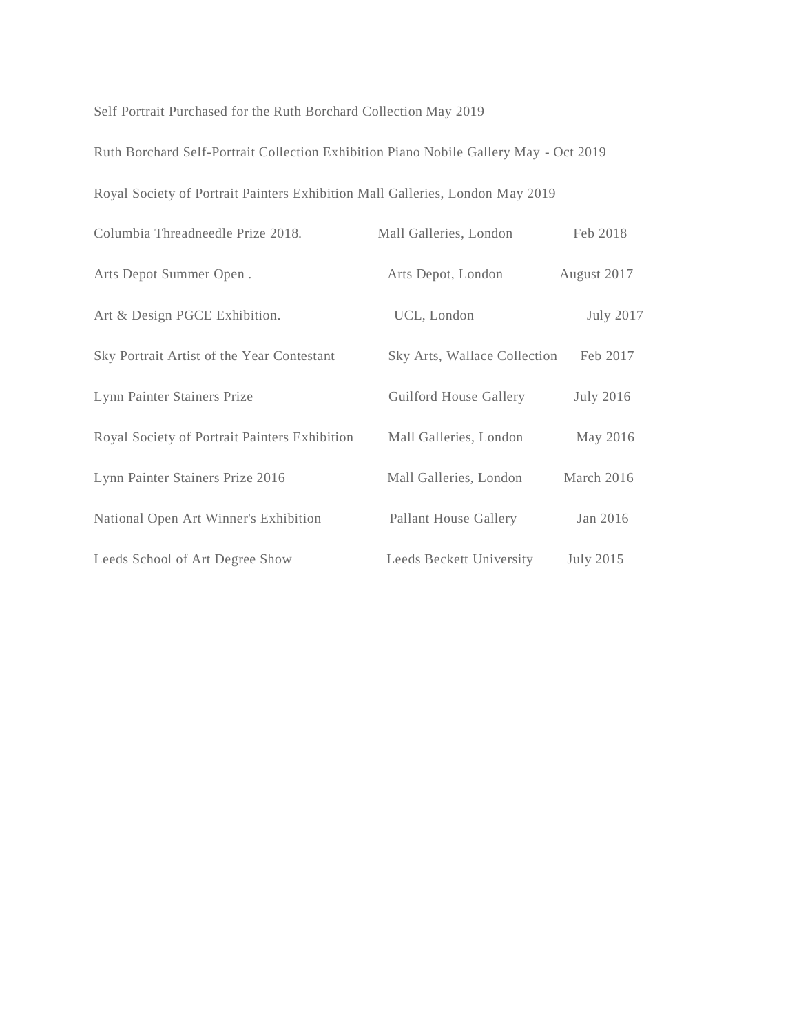Self Portrait Purchased for the Ruth Borchard Collection May 2019

Ruth Borchard Self-Portrait Collection Exhibition Piano Nobile Gallery May - Oct 2019

Royal Society of Portrait Painters Exhibition Mall Galleries, London May 2019

| | | |
|---|---|---|
| Columbia Threadneedle Prize 2018. | Mall Galleries, London | Feb 2018 |
| Arts Depot Summer Open . | Arts Depot, London | August 2017 |
| Art & Design PGCE Exhibition. | UCL, London | July 2017 |
| Sky Portrait Artist of the Year Contestant | Sky Arts, Wallace Collection | Feb 2017 |
| Lynn Painter Stainers Prize | Guilford House Gallery | July 2016 |
| Royal Society of Portrait Painters Exhibition | Mall Galleries, London | May 2016 |
| Lynn Painter Stainers Prize 2016 | Mall Galleries, London | March 2016 |
| National Open Art Winner's Exhibition | Pallant House Gallery | Jan 2016 |
| Leeds School of Art Degree Show | Leeds Beckett University | July 2015 |